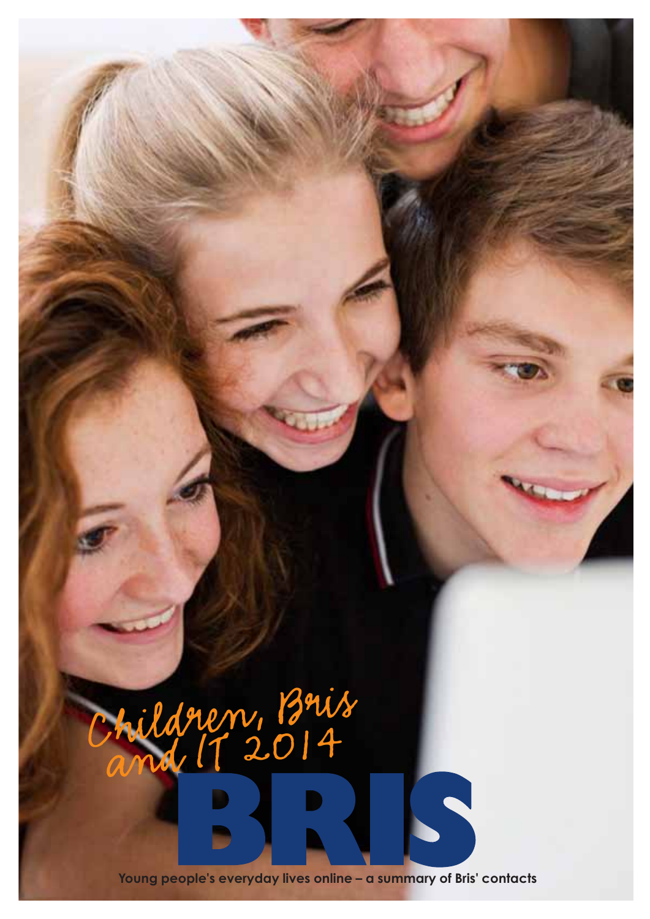# Children, Bris and IT 2014

# BRIS

**Young people's everyday lives online – a summary of Bris' contacts**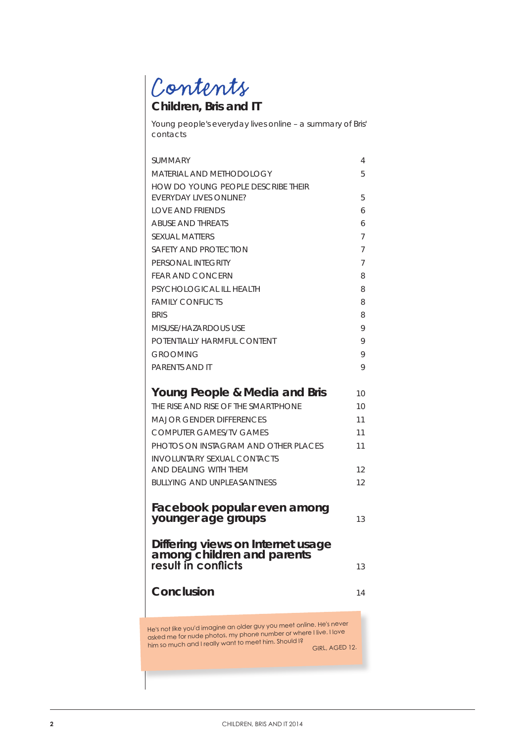# Contents

## Children, Bris and IT

Young people's everyday lives online – a summary of Bris' contacts

| | |
|---|---|
| SUMMARY | 4 |
| MATERIAL AND METHODOLOGY | 5 |
| HOW DO YOUNG PEOPLE DESCRIBE THEIR EVERYDAY LIVES ONLINE? | 5 |
| LOVE AND FRIENDS | 6 |
| ABUSE AND THREATS | 6 |
| SEXUAL MATTERS | 7 |
| SAFETY AND PROTECTION | 7 |
| PERSONAL INTEGRITY | 7 |
| FEAR AND CONCERN | 8 |
| PSYCHOLOGICAL ILL HEALTH | 8 |
| FAMILY CONFLICTS | 8 |
| BRIS | 8 |
| MISUSE/HAZARDOUS USE | 9 |
| POTENTIALLY HARMFUL CONTENT | 9 |
| GROOMING | 9 |
| PARENTS AND IT | 9 |

| | |
|---|---|
| **Young People & Media and Bris** | 10 |
| THE RISE AND RISE OF THE SMARTPHONE | 10 |
| MAJOR GENDER DIFFERENCES | 11 |
| COMPUTER GAMES/TV GAMES | 11 |
| PHOTOS ON INSTAGRAM AND OTHER PLACES | 11 |
| INVOLUNTARY SEXUAL CONTACTS AND DEALING WITH THEM | 12 |
| BULLYING AND UNPLEASANTNESS | 12 |

| | |
|---|---|
| **Facebook popular even among younger age groups** | 13 |
| **Differing views on Internet usage among children and parents result in conflicts** | 13 |
| **Conclusion** | 14 |

> He's not like you'd imagine an older guy you meet online. He's never asked me for nude photos, my phone number or where I live. I love him so much and I really want to meet him. Should I?
>
> GIRL, AGED 12.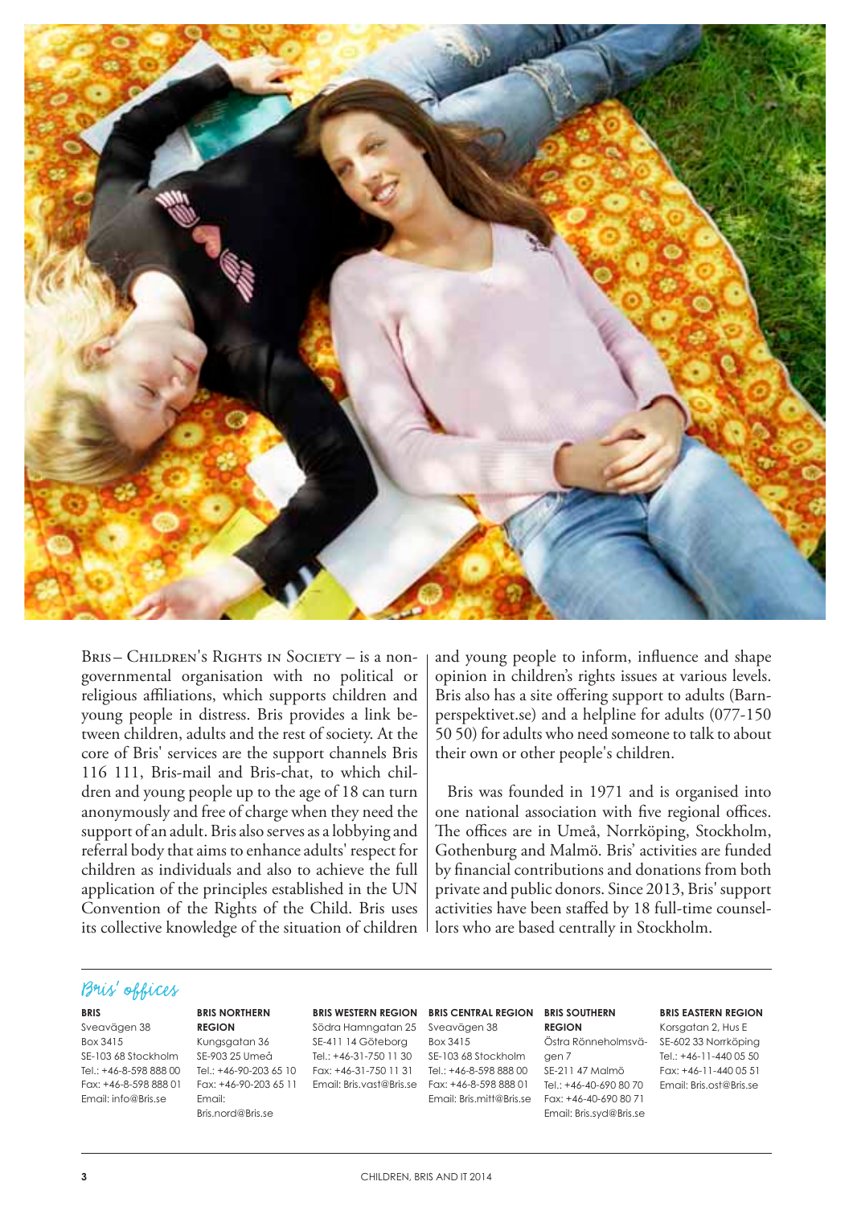Bris – Children's Rights in Society – is a non-governmental organisation with no political or religious affiliations, which supports children and young people in distress. Bris provides a link between children, adults and the rest of society. At the core of Bris' services are the support channels Bris 116 111, Bris-mail and Bris-chat, to which children and young people up to the age of 18 can turn anonymously and free of charge when they need the support of an adult. Bris also serves as a lobbying and referral body that aims to enhance adults' respect for children as individuals and also to achieve the full application of the principles established in the UN Convention of the Rights of the Child. Bris uses its collective knowledge of the situation of children and young people to inform, influence and shape opinion in children's rights issues at various levels. Bris also has a site offering support to adults (Barnperspektivet.se) and a helpline for adults (077-150 50 50) for adults who need someone to talk to about their own or other people's children.

Bris was founded in 1971 and is organised into one national association with five regional offices. The offices are in Umeå, Norrköping, Stockholm, Gothenburg and Malmö. Bris' activities are funded by financial contributions and donations from both private and public donors. Since 2013, Bris' support activities have been staffed by 18 full-time counsellors who are based centrally in Stockholm.

## Bris' offices

**BRIS**
Sveavägen 38
Box 3415
SE-103 68 Stockholm
Tel.: +46-8-598 888 00
Fax: +46-8-598 888 01
Email: info@Bris.se

**BRIS NORTHERN REGION**
Kungsgatan 36
SE-903 25 Umeå
Tel.: +46-90-203 65 10
Fax: +46-90-203 65 11
Email: Bris.nord@Bris.se

**BRIS WESTERN REGION**
Södra Hamngatan 25
SE-411 14 Göteborg
Tel.: +46-31-750 11 30
Fax: +46-31-750 11 31
Email: Bris.vast@Bris.se

**BRIS CENTRAL REGION**
Sveavägen 38
Box 3415
SE-103 68 Stockholm
Tel.: +46-8-598 888 00
Fax: +46-8-598 888 01
Email: Bris.mitt@Bris.se

**BRIS SOUTHERN REGION**
Östra Rönneholmsvägen 7
SE-211 47 Malmö
Tel.: +46-40-690 80 70
Fax: +46-40-690 80 71
Email: Bris.syd@Bris.se

**BRIS EASTERN REGION**
Korsgatan 2, Hus E
SE-602 33 Norrköping
Tel.: +46-11-440 05 50
Fax: +46-11-440 05 51
Email: Bris.ost@Bris.se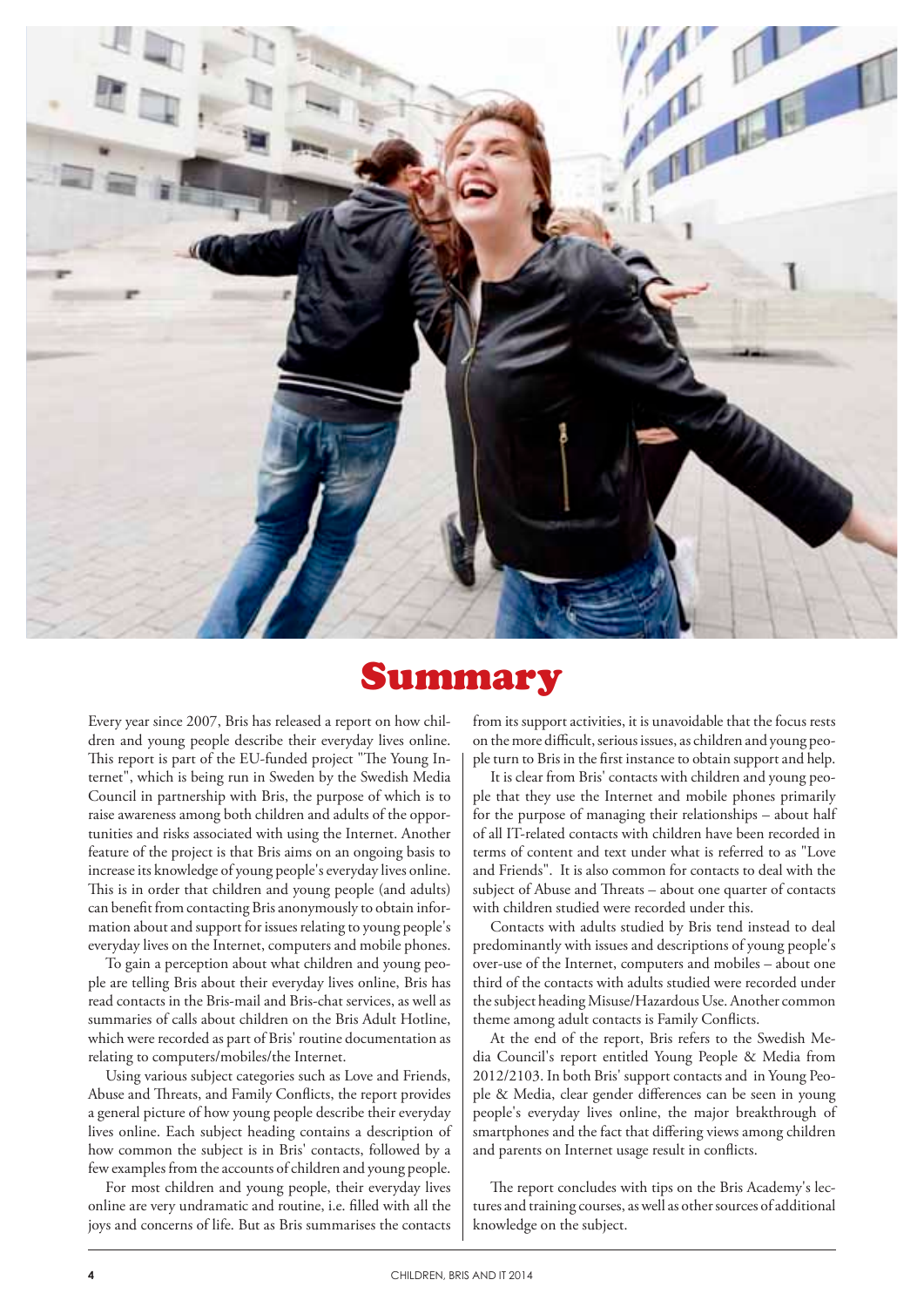# Summary

Every year since 2007, Bris has released a report on how children and young people describe their everyday lives online. This report is part of the EU-funded project "The Young Internet", which is being run in Sweden by the Swedish Media Council in partnership with Bris, the purpose of which is to raise awareness among both children and adults of the opportunities and risks associated with using the Internet. Another feature of the project is that Bris aims on an ongoing basis to increase its knowledge of young people's everyday lives online. This is in order that children and young people (and adults) can benefit from contacting Bris anonymously to obtain information about and support for issues relating to young people's everyday lives on the Internet, computers and mobile phones.

To gain a perception about what children and young people are telling Bris about their everyday lives online, Bris has read contacts in the Bris-mail and Bris-chat services, as well as summaries of calls about children on the Bris Adult Hotline, which were recorded as part of Bris' routine documentation as relating to computers/mobiles/the Internet.

Using various subject categories such as Love and Friends, Abuse and Threats, and Family Conflicts, the report provides a general picture of how young people describe their everyday lives online. Each subject heading contains a description of how common the subject is in Bris' contacts, followed by a few examples from the accounts of children and young people.

For most children and young people, their everyday lives online are very undramatic and routine, i.e. filled with all the joys and concerns of life. But as Bris summarises the contacts from its support activities, it is unavoidable that the focus rests on the more difficult, serious issues, as children and young people turn to Bris in the first instance to obtain support and help.

It is clear from Bris' contacts with children and young people that they use the Internet and mobile phones primarily for the purpose of managing their relationships – about half of all IT-related contacts with children have been recorded in terms of content and text under what is referred to as "Love and Friends". It is also common for contacts to deal with the subject of Abuse and Threats – about one quarter of contacts with children studied were recorded under this.

Contacts with adults studied by Bris tend instead to deal predominantly with issues and descriptions of young people's over-use of the Internet, computers and mobiles – about one third of the contacts with adults studied were recorded under the subject heading Misuse/Hazardous Use. Another common theme among adult contacts is Family Conflicts.

At the end of the report, Bris refers to the Swedish Media Council's report entitled Young People & Media from 2012/2103. In both Bris' support contacts and in Young People & Media, clear gender differences can be seen in young people's everyday lives online, the major breakthrough of smartphones and the fact that differing views among children and parents on Internet usage result in conflicts.

The report concludes with tips on the Bris Academy's lectures and training courses, as well as other sources of additional knowledge on the subject.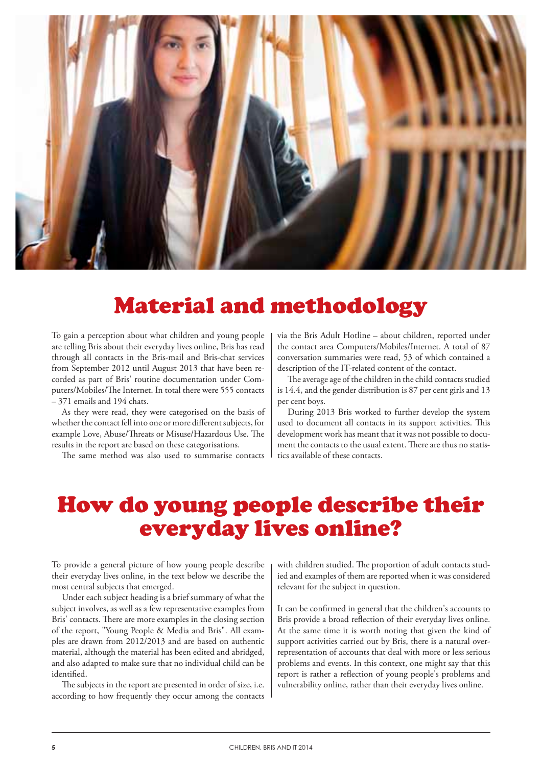# Material and methodology

To gain a perception about what children and young people are telling Bris about their everyday lives online, Bris has read through all contacts in the Bris-mail and Bris-chat services from September 2012 until August 2013 that have been recorded as part of Bris' routine documentation under Computers/Mobiles/The Internet. In total there were 555 contacts – 371 emails and 194 chats.

As they were read, they were categorised on the basis of whether the contact fell into one or more different subjects, for example Love, Abuse/Threats or Misuse/Hazardous Use. The results in the report are based on these categorisations.

The same method was also used to summarise contacts via the Bris Adult Hotline – about children, reported under the contact area Computers/Mobiles/Internet. A total of 87 conversation summaries were read, 53 of which contained a description of the IT-related content of the contact.

The average age of the children in the child contacts studied is 14.4, and the gender distribution is 87 per cent girls and 13 per cent boys.

During 2013 Bris worked to further develop the system used to document all contacts in its support activities. This development work has meant that it was not possible to document the contacts to the usual extent. There are thus no statistics available of these contacts.

# How do young people describe their everyday lives online?

To provide a general picture of how young people describe their everyday lives online, in the text below we describe the most central subjects that emerged.

Under each subject heading is a brief summary of what the subject involves, as well as a few representative examples from Bris' contacts. There are more examples in the closing section of the report, "Young People & Media and Bris". All examples are drawn from 2012/2013 and are based on authentic material, although the material has been edited and abridged, and also adapted to make sure that no individual child can be identified.

The subjects in the report are presented in order of size, i.e. according to how frequently they occur among the contacts with children studied. The proportion of adult contacts studied and examples of them are reported when it was considered relevant for the subject in question.

It can be confirmed in general that the children's accounts to Bris provide a broad reflection of their everyday lives online. At the same time it is worth noting that given the kind of support activities carried out by Bris, there is a natural over-representation of accounts that deal with more or less serious problems and events. In this context, one might say that this report is rather a reflection of young people's problems and vulnerability online, rather than their everyday lives online.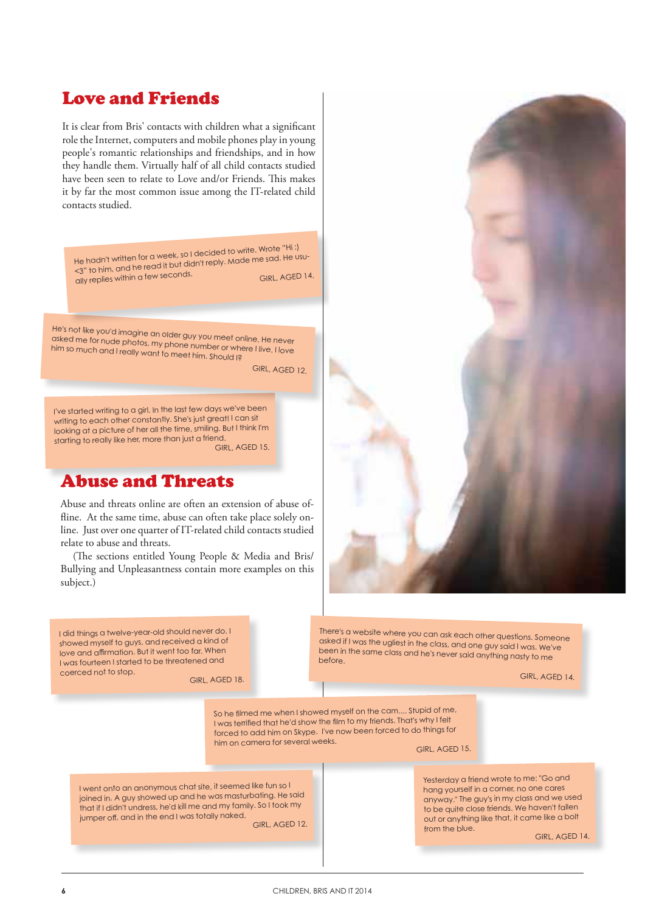## Love and Friends

It is clear from Bris' contacts with children what a significant role the Internet, computers and mobile phones play in young people's romantic relationships and friendships, and in how they handle them. Virtually half of all child contacts studied have been seen to relate to Love and/or Friends. This makes it by far the most common issue among the IT-related child contacts studied.

> He hadn't written for a week, so I decided to write. Wrote "Hi :) <3" to him, and he read it but didn't reply. Made me sad. He usually replies within a few seconds.
>
> GIRL, AGED 14.

> He's not like you'd imagine an older guy you meet online. He never asked me for nude photos, my phone number or where I live. I love him so much and I really want to meet him. Should I?
>
> GIRL, AGED 12.

> I've started writing to a girl. In the last few days we've been writing to each other constantly. She's just great! I can sit looking at a picture of her all the time, smiling. But I think I'm starting to really like her, more than just a friend.
>
> GIRL, AGED 15.

## Abuse and Threats

Abuse and threats online are often an extension of abuse offline. At the same time, abuse can often take place solely online. Just over one quarter of IT-related child contacts studied relate to abuse and threats.

(The sections entitled Young People & Media and Bris/ Bullying and Unpleasantness contain more examples on this subject.)

> I did things a twelve-year-old should never do. I showed myself to guys, and received a kind of love and affirmation. But it went too far. When I was fourteen I started to be threatened and coerced not to stop.
>
> GIRL, AGED 18.

> There's a website where you can ask each other questions. Someone asked if I was the ugliest in the class, and one guy said I was. We've been in the same class and he's never said anything nasty to me before.
>
> GIRL, AGED 14.

> So he filmed me when I showed myself on the cam.... Stupid of me. I was terrified that he'd show the film to my friends. That's why I felt forced to add him on Skype. I've now been forced to do things for him on camera for several weeks.
>
> GIRL, AGED 15.

> I went onto an anonymous chat site, it seemed like fun so I joined in. A guy showed up and he was masturbating. He said that if I didn't undress, he'd kill me and my family. So I took my jumper off, and in the end I was totally naked.
>
> GIRL, AGED 12.

> Yesterday a friend wrote to me: "Go and hang yourself in a corner, no one cares anyway." The guy's in my class and we used to be quite close friends. We haven't fallen out or anything like that, it came like a bolt from the blue.
>
> GIRL, AGED 14.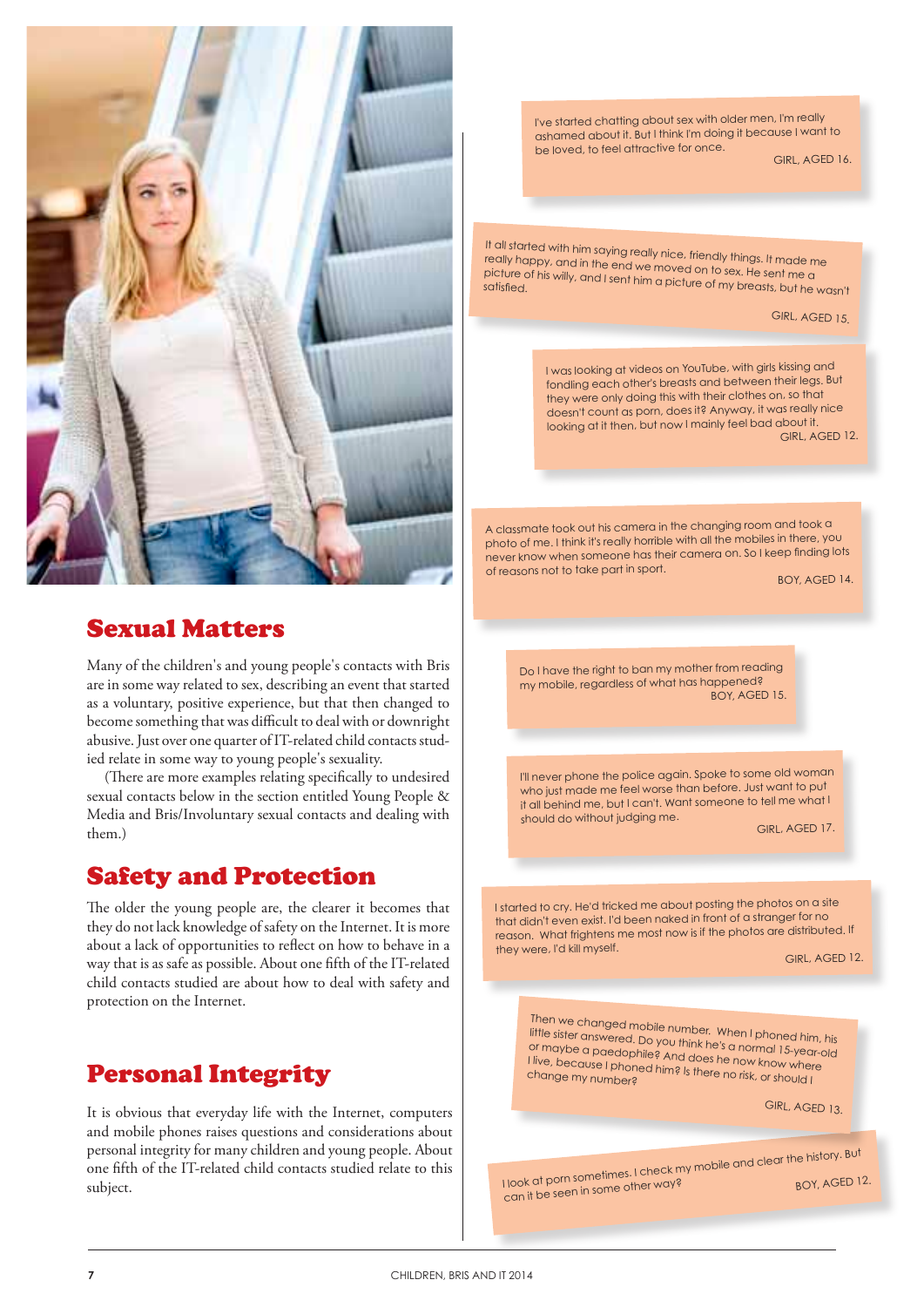## Sexual Matters

Many of the children's and young people's contacts with Bris are in some way related to sex, describing an event that started as a voluntary, positive experience, but that then changed to become something that was difficult to deal with or downright abusive. Just over one quarter of IT-related child contacts studied relate in some way to young people's sexuality.

(There are more examples relating specifically to undesired sexual contacts below in the section entitled Young People & Media and Bris/Involuntary sexual contacts and dealing with them.)

## Safety and Protection

The older the young people are, the clearer it becomes that they do not lack knowledge of safety on the Internet. It is more about a lack of opportunities to reflect on how to behave in a way that is as safe as possible. About one fifth of the IT-related child contacts studied are about how to deal with safety and protection on the Internet.

## Personal Integrity

It is obvious that everyday life with the Internet, computers and mobile phones raises questions and considerations about personal integrity for many children and young people. About one fifth of the IT-related child contacts studied relate to this subject.

> I've started chatting about sex with older men, I'm really ashamed about it. But I think I'm doing it because I want to be loved, to feel attractive for once.
> GIRL, AGED 16.

> It all started with him saying really nice, friendly things. It made me really happy, and in the end we moved on to sex. He sent me a picture of his willy, and I sent him a picture of my breasts, but he wasn't satisfied.
> GIRL, AGED 15.

> I was looking at videos on YouTube, with girls kissing and fondling each other's breasts and between their legs. But they were only doing this with their clothes on, so that doesn't count as porn, does it? Anyway, it was really nice looking at it then, but now I mainly feel bad about it.
> GIRL, AGED 12.

> A classmate took out his camera in the changing room and took a photo of me. I think it's really horrible with all the mobiles in there, you never know when someone has their camera on. So I keep finding lots of reasons not to take part in sport.
> BOY, AGED 14.

> Do I have the right to ban my mother from reading my mobile, regardless of what has happened?
> BOY, AGED 15.

> I'll never phone the police again. Spoke to some old woman who just made me feel worse than before. Just want to put it all behind me, but I can't. Want someone to tell me what I should do without judging me.
> GIRL, AGED 17.

> I started to cry. He'd tricked me about posting the photos on a site that didn't even exist. I'd been naked in front of a stranger for no reason. What frightens me most now is if the photos are distributed. If they were, I'd kill myself.
> GIRL, AGED 12.

> Then we changed mobile number. When I phoned him, his little sister answered. Do you think he's a normal 15-year-old or maybe a paedophile? And does he now know where I live, because I phoned him? Is there no risk, or should I change my number?
> GIRL, AGED 13.

> I look at porn sometimes. I check my mobile and clear the history. But can it be seen in some other way?
> BOY, AGED 12.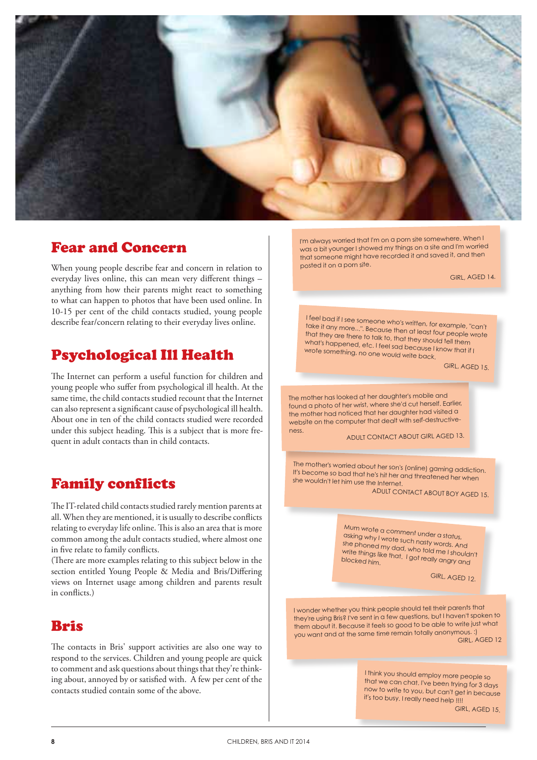## Fear and Concern

When young people describe fear and concern in relation to everyday lives online, this can mean very different things – anything from how their parents might react to something to what can happen to photos that have been used online. In 10-15 per cent of the child contacts studied, young people describe fear/concern relating to their everyday lives online.

## Psychological Ill Health

The Internet can perform a useful function for children and young people who suffer from psychological ill health. At the same time, the child contacts studied recount that the Internet can also represent a significant cause of psychological ill health. About one in ten of the child contacts studied were recorded under this subject heading. This is a subject that is more frequent in adult contacts than in child contacts.

## Family conflicts

The IT-related child contacts studied rarely mention parents at all. When they are mentioned, it is usually to describe conflicts relating to everyday life online. This is also an area that is more common among the adult contacts studied, where almost one in five relate to family conflicts.

(There are more examples relating to this subject below in the section entitled Young People & Media and Bris/Differing views on Internet usage among children and parents result in conflicts.)

## Bris

The contacts in Bris' support activities are also one way to respond to the services. Children and young people are quick to comment and ask questions about things that they're thinking about, annoyed by or satisfied with. A few per cent of the contacts studied contain some of the above.

> I'm always worried that I'm on a porn site somewhere. When I was a bit younger I showed my things on a site and I'm worried that someone might have recorded it and saved it, and then posted it on a porn site.
>
> GIRL, AGED 14.

> I feel bad if I see someone who's written, for example, "can't take it any more...". Because then at least four people wrote that they are there to talk to, that they should tell them what's happened, etc. I feel sad because I know that if I wrote something, no one would write back.
>
> GIRL, AGED 15.

> The mother has looked at her daughter's mobile and found a photo of her wrist, where she'd cut herself. Earlier, the mother had noticed that her daughter had visited a website on the computer that dealt with self-destructiveness.
>
> ADULT CONTACT ABOUT GIRL AGED 13.

> The mother's worried about her son's (online) gaming addiction. It's become so bad that he's hit her and threatened her when she wouldn't let him use the Internet.
>
> ADULT CONTACT ABOUT BOY AGED 15.

> Mum wrote a comment under a status, asking why I wrote such nasty words. And she phoned my dad, who told me I shouldn't write things like that. I got really angry and blocked him.
>
> GIRL, AGED 12.

> I wonder whether you think people should tell their parents that they're using Bris? I've sent in a few questions, but I haven't spoken to them about it. Because it feels so good to be able to write just what you want and at the same time remain totally anonymous. :)
>
> GIRL, AGED 12

> I think you should employ more people so that we can chat. I've been trying for 3 days now to write to you, but can't get in because it's too busy. I really need help !!!!
>
> GIRL, AGED 15.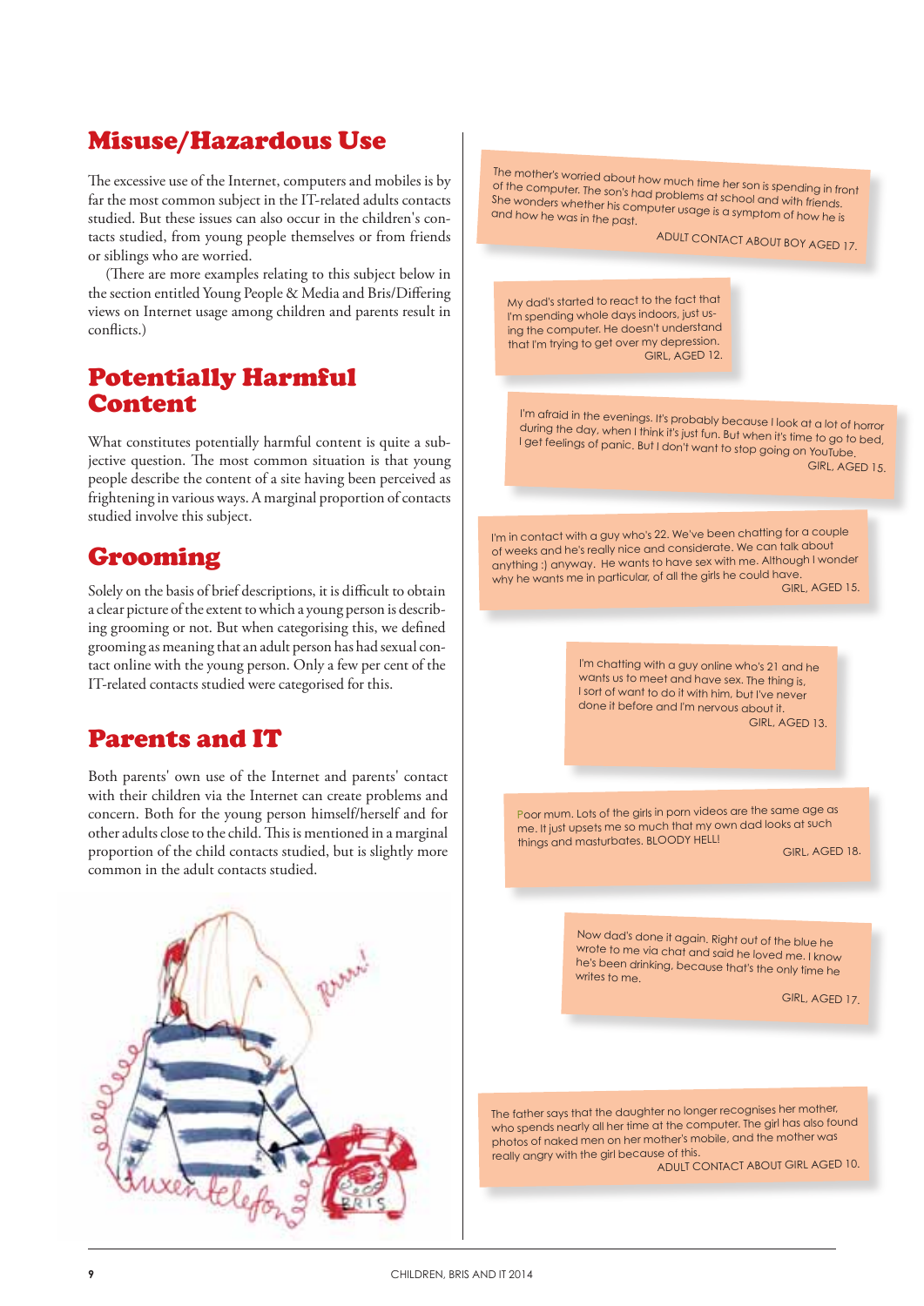## Misuse/Hazardous Use

The excessive use of the Internet, computers and mobiles is by far the most common subject in the IT-related adults contacts studied. But these issues can also occur in the children's contacts studied, from young people themselves or from friends or siblings who are worried.

(There are more examples relating to this subject below in the section entitled Young People & Media and Bris/Differing views on Internet usage among children and parents result in conflicts.)

## Potentially Harmful Content

What constitutes potentially harmful content is quite a subjective question. The most common situation is that young people describe the content of a site having been perceived as frightening in various ways. A marginal proportion of contacts studied involve this subject.

## Grooming

Solely on the basis of brief descriptions, it is difficult to obtain a clear picture of the extent to which a young person is describing grooming or not. But when categorising this, we defined grooming as meaning that an adult person has had sexual contact online with the young person. Only a few per cent of the IT-related contacts studied were categorised for this.

## Parents and IT

Both parents' own use of the Internet and parents' contact with their children via the Internet can create problems and concern. Both for the young person himself/herself and for other adults close to the child. This is mentioned in a marginal proportion of the child contacts studied, but is slightly more common in the adult contacts studied.

> The mother's worried about how much time her son is spending in front of the computer. The son's had problems at school and with friends. She wonders whether his computer usage is a symptom of how he is and how he was in the past.
>
> ADULT CONTACT ABOUT BOY AGED 17.

> My dad's started to react to the fact that I'm spending whole days indoors, just using the computer. He doesn't understand that I'm trying to get over my depression.
>
> GIRL, AGED 12.

> I'm afraid in the evenings. It's probably because I look at a lot of horror during the day, when I think it's just fun. But when it's time to go to bed, I get feelings of panic. But I don't want to stop going on YouTube.
>
> GIRL, AGED 15.

> I'm in contact with a guy who's 22. We've been chatting for a couple of weeks and he's really nice and considerate. We can talk about anything :) anyway. He wants to have sex with me. Although I wonder why he wants me in particular, of all the girls he could have.
>
> GIRL, AGED 15.

> I'm chatting with a guy online who's 21 and he wants us to meet and have sex. The thing is, I sort of want to do it with him, but I've never done it before and I'm nervous about it.
>
> GIRL, AGED 13.

> Poor mum. Lots of the girls in porn videos are the same age as me. It just upsets me so much that my own dad looks at such things and masturbates. BLOODY HELL!
>
> GIRL, AGED 18.

> Now dad's done it again. Right out of the blue he wrote to me via chat and said he loved me. I know he's been drinking, because that's the only time he writes to me.
>
> GIRL, AGED 17.

> The father says that the daughter no longer recognises her mother, who spends nearly all her time at the computer. The girl has also found photos of naked men on her mother's mobile, and the mother was really angry with the girl because of this.
>
> ADULT CONTACT ABOUT GIRL AGED 10.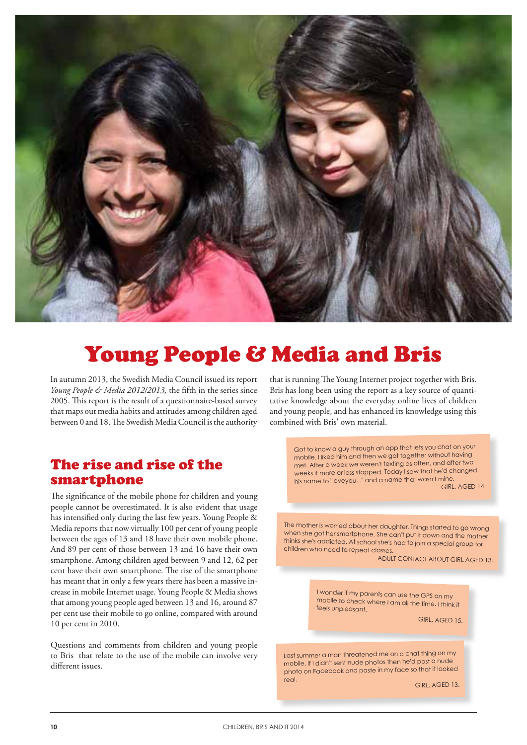# Young People & Media and Bris

In autumn 2013, the Swedish Media Council issued its report *Young People & Media 2012/2013,* the fifth in the series since 2005. This report is the result of a questionnaire-based survey that maps out media habits and attitudes among children aged between 0 and 18. The Swedish Media Council is the authority that is running The Young Internet project together with Bris. Bris has long been using the report as a key source of quantitative knowledge about the everyday online lives of children and young people, and has enhanced its knowledge using this combined with Bris' own material.

## The rise and rise of the smartphone

The significance of the mobile phone for children and young people cannot be overestimated. It is also evident that usage has intensified only during the last few years. Young People & Media reports that now virtually 100 per cent of young people between the ages of 13 and 18 have their own mobile phone. And 89 per cent of those between 13 and 16 have their own smartphone. Among children aged between 9 and 12, 62 per cent have their own smartphone. The rise of the smartphone has meant that in only a few years there has been a massive increase in mobile Internet usage. Young People & Media shows that among young people aged between 13 and 16, around 87 per cent can use their mobile to go online, compared with around 10 per cent in 2010.

Questions and comments from children and young people to Bris that relate to the use of the mobile can involve very different issues.

> Got to know a guy through an app that lets you chat on your mobile. I liked him and then we got together without having met. After a week we weren't texting as often, and after two weeks it more or less stopped. Today I saw that he'd changed his name to "loveyou..." and a name that wasn't mine.
>
> GIRL, AGED 14.

> The mother is worried about her daughter. Things started to go wrong when she got her smartphone. She can't put it down and the mother thinks she's addicted. At school she's had to join a special group for children who need to repeat classes.
>
> ADULT CONTACT ABOUT GIRL AGED 13.

> I wonder if my parents can use the GPS on my mobile to check where I am all the time. I think it feels unpleasant.
>
> GIRL, AGED 15.

> Last summer a man threatened me on a chat thing on my mobile, if I didn't sent nude photos then he'd post a nude photo on Facebook and paste in my face so that it looked real.
>
> GIRL, AGED 13.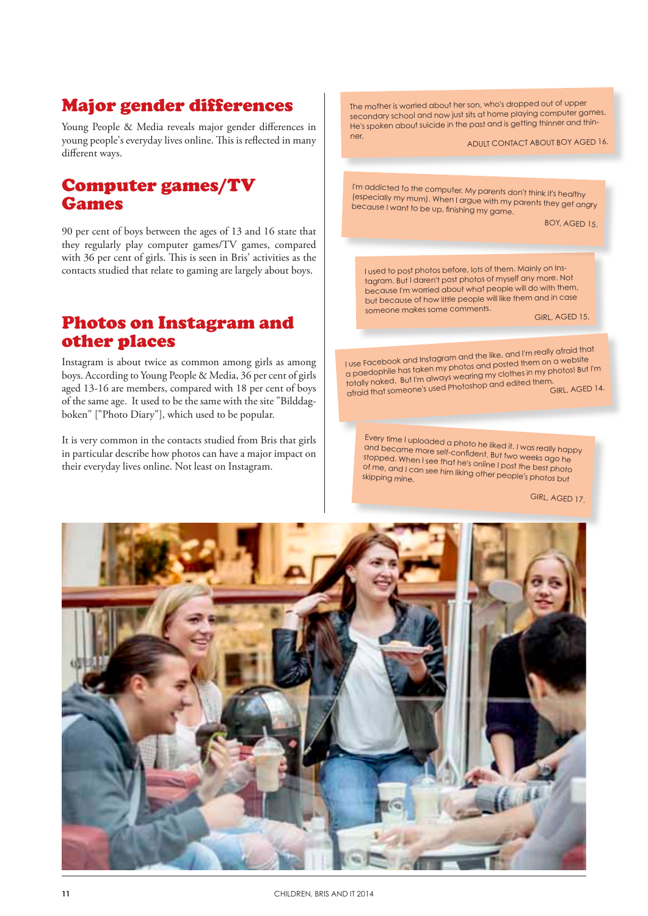## Major gender differences

Young People & Media reveals major gender differences in young people's everyday lives online. This is reflected in many different ways.

## Computer games/TV Games

90 per cent of boys between the ages of 13 and 16 state that they regularly play computer games/TV games, compared with 36 per cent of girls. This is seen in Bris' activities as the contacts studied that relate to gaming are largely about boys.

## Photos on Instagram and other places

Instagram is about twice as common among girls as among boys. According to Young People & Media, 36 per cent of girls aged 13-16 are members, compared with 18 per cent of boys of the same age. It used to be the same with the site "Bilddagboken" ["Photo Diary"], which used to be popular.

It is very common in the contacts studied from Bris that girls in particular describe how photos can have a major impact on their everyday lives online. Not least on Instagram.

The mother is worried about her son, who's dropped out of upper secondary school and now just sits at home playing computer games. He's spoken about suicide in the past and is getting thinner and thinner.

ADULT CONTACT ABOUT BOY AGED 16.

I'm addicted to the computer. My parents don't think it's healthy (especially my mum). When I argue with my parents they get angry because I want to be up, finishing my game.

BOY, AGED 15.

I used to post photos before, lots of them. Mainly on Instagram. But I daren't post photos of myself any more. Not because I'm worried about what people will do with them, but because of how little people will like them and in case someone makes some comments.

GIRL, AGED 15.

I use Facebook and Instagram and the like, and I'm really afraid that a paedophile has taken my photos and posted them on a website totally naked. But I'm always wearing my clothes in my photos! But I'm afraid that someone's used Photoshop and edited them.

GIRL, AGED 14.

Every time I uploaded a photo he liked it. I was really happy and became more self-confident. But two weeks ago he stopped. When I see that he's online I post the best photo of me, and I can see him liking other people's photos but skipping mine.

GIRL, AGED 17.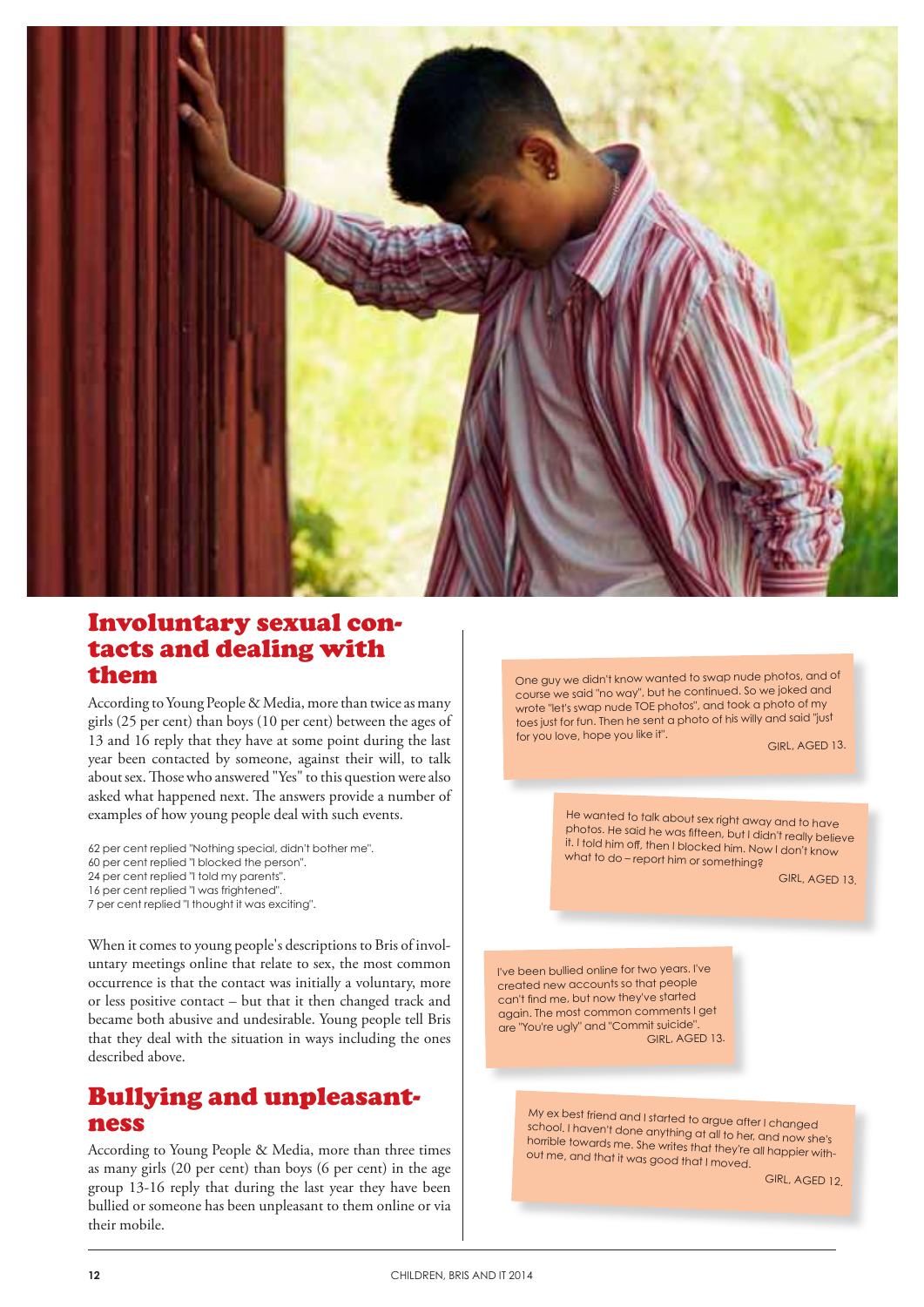## Involuntary sexual contacts and dealing with them

According to Young People & Media, more than twice as many girls (25 per cent) than boys (10 per cent) between the ages of 13 and 16 reply that they have at some point during the last year been contacted by someone, against their will, to talk about sex. Those who answered "Yes" to this question were also asked what happened next. The answers provide a number of examples of how young people deal with such events.

62 per cent replied "Nothing special, didn't bother me".
60 per cent replied "I blocked the person".
24 per cent replied "I told my parents".
16 per cent replied "I was frightened".
7 per cent replied "I thought it was exciting".

When it comes to young people's descriptions to Bris of involuntary meetings online that relate to sex, the most common occurrence is that the contact was initially a voluntary, more or less positive contact – but that it then changed track and became both abusive and undesirable. Young people tell Bris that they deal with the situation in ways including the ones described above.

## Bullying and unpleasantness

According to Young People & Media, more than three times as many girls (20 per cent) than boys (6 per cent) in the age group 13-16 reply that during the last year they have been bullied or someone has been unpleasant to them online or via their mobile.

> One guy we didn't know wanted to swap nude photos, and of course we said "no way", but he continued. So we joked and wrote "let's swap nude TOE photos", and took a photo of my toes just for fun. Then he sent a photo of his willy and said "just for you love, hope you like it".
>
> GIRL, AGED 13.

> He wanted to talk about sex right away and to have photos. He said he was fifteen, but I didn't really believe it. I told him off, then I blocked him. Now I don't know what to do – report him or something?
>
> GIRL, AGED 13.

> I've been bullied online for two years. I've created new accounts so that people can't find me, but now they've started again. The most common comments I get are "You're ugly" and "Commit suicide".
>
> GIRL, AGED 13.

> My ex best friend and I started to argue after I changed school. I haven't done anything at all to her, and now she's horrible towards me. She writes that they're all happier without me, and that it was good that I moved.
>
> GIRL, AGED 12.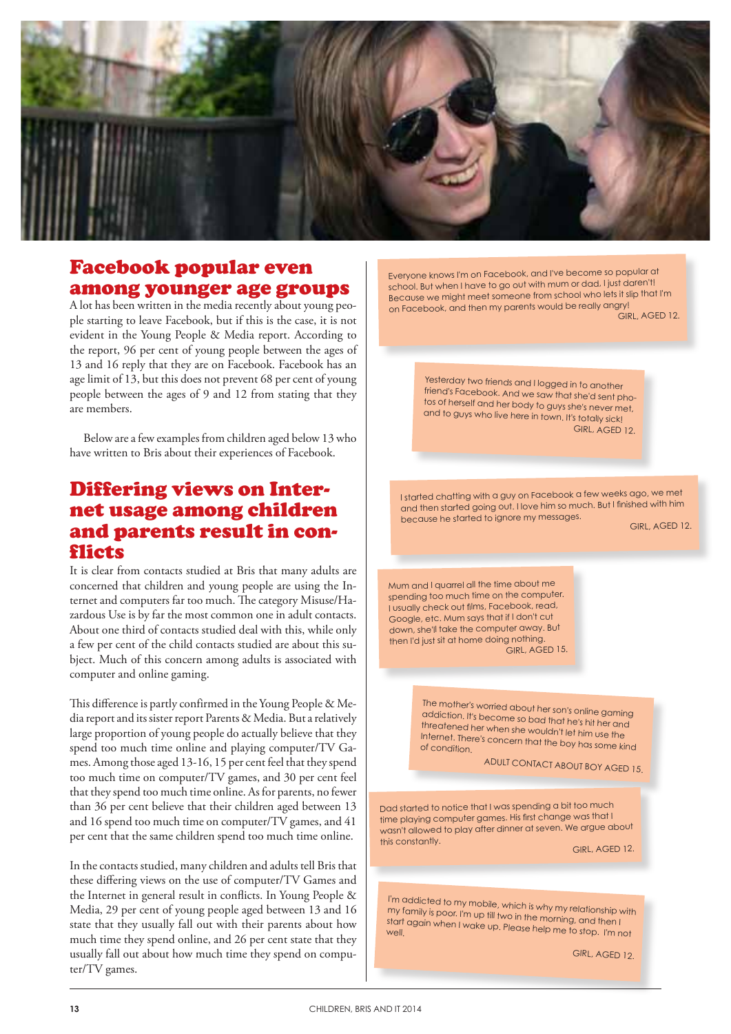## Facebook popular even among younger age groups

A lot has been written in the media recently about young people starting to leave Facebook, but if this is the case, it is not evident in the Young People & Media report. According to the report, 96 per cent of young people between the ages of 13 and 16 reply that they are on Facebook. Facebook has an age limit of 13, but this does not prevent 68 per cent of young people between the ages of 9 and 12 from stating that they are members.

Below are a few examples from children aged below 13 who have written to Bris about their experiences of Facebook.

## Differing views on Internet usage among children and parents result in conflicts

It is clear from contacts studied at Bris that many adults are concerned that children and young people are using the Internet and computers far too much. The category Misuse/Hazardous Use is by far the most common one in adult contacts. About one third of contacts studied deal with this, while only a few per cent of the child contacts studied are about this subject. Much of this concern among adults is associated with computer and online gaming.

This difference is partly confirmed in the Young People & Media report and its sister report Parents & Media. But a relatively large proportion of young people do actually believe that they spend too much time online and playing computer/TV Games. Among those aged 13-16, 15 per cent feel that they spend too much time on computer/TV games, and 30 per cent feel that they spend too much time online. As for parents, no fewer than 36 per cent believe that their children aged between 13 and 16 spend too much time on computer/TV games, and 41 per cent that the same children spend too much time online.

In the contacts studied, many children and adults tell Bris that these differing views on the use of computer/TV Games and the Internet in general result in conflicts. In Young People & Media, 29 per cent of young people aged between 13 and 16 state that they usually fall out with their parents about how much time they spend online, and 26 per cent state that they usually fall out about how much time they spend on computer/TV games.

> Everyone knows I'm on Facebook, and I've become so popular at school. But when I have to go out with mum or dad, I just daren't! Because we might meet someone from school who lets it slip that I'm on Facebook, and then my parents would be really angry!
>
> GIRL, AGED 12.

> Yesterday two friends and I logged in to another friend's Facebook. And we saw that she'd sent photos of herself and her body to guys she's never met, and to guys who live here in town. It's totally sick!
>
> GIRL, AGED 12.

> I started chatting with a guy on Facebook a few weeks ago, we met and then started going out. I love him so much. But I finished with him because he started to ignore my messages.
>
> GIRL, AGED 12.

> Mum and I quarrel all the time about me spending too much time on the computer. I usually check out films, Facebook, read, Google, etc. Mum says that if I don't cut down, she'll take the computer away. But then I'd just sit at home doing nothing.
>
> GIRL, AGED 15.

> The mother's worried about her son's online gaming addiction. It's become so bad that he's hit her and threatened her when she wouldn't let him use the Internet. There's concern that the boy has some kind of condition.
>
> ADULT CONTACT ABOUT BOY AGED 15.

> Dad started to notice that I was spending a bit too much time playing computer games. His first change was that I wasn't allowed to play after dinner at seven. We argue about this constantly.
>
> GIRL, AGED 12.

> I'm addicted to my mobile, which is why my relationship with my family is poor. I'm up till two in the morning, and then I start again when I wake up. Please help me to stop. I'm not well.
>
> GIRL, AGED 12.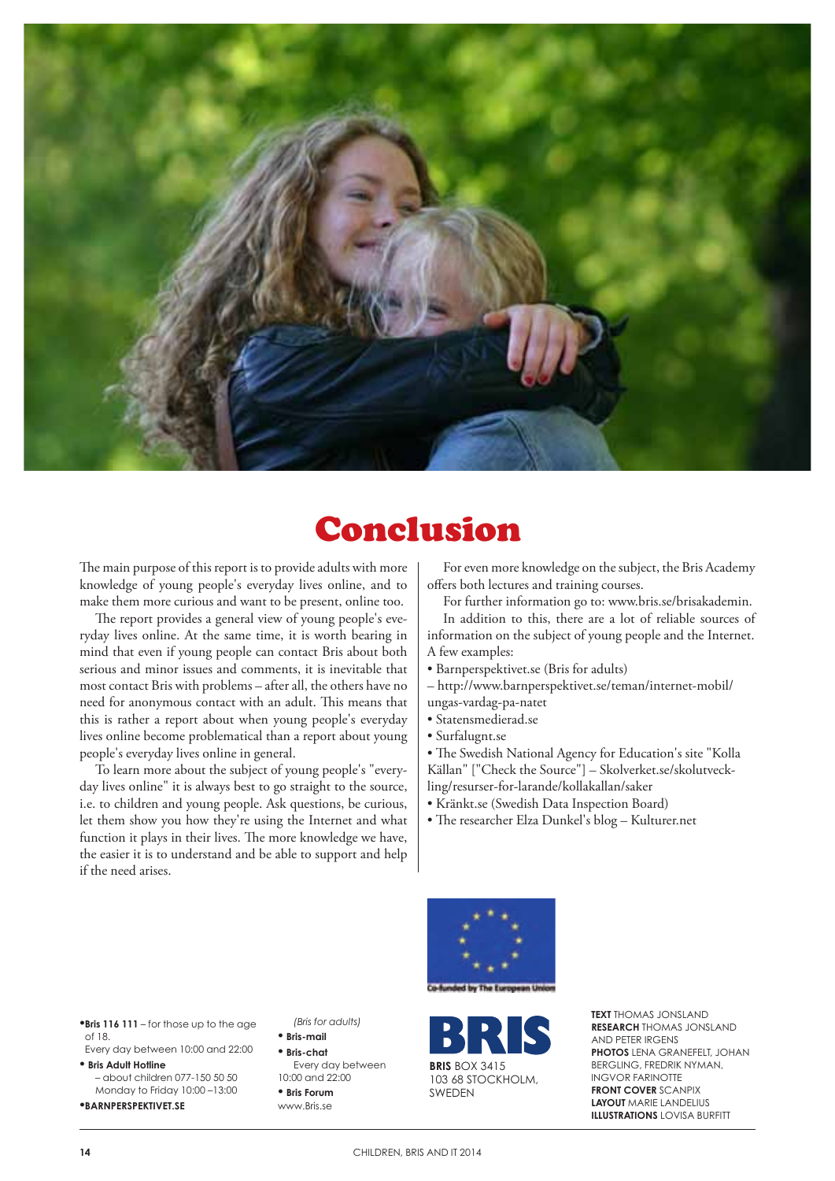# Conclusion

The main purpose of this report is to provide adults with more knowledge of young people's everyday lives online, and to make them more curious and want to be present, online too.

The report provides a general view of young people's everyday lives online. At the same time, it is worth bearing in mind that even if young people can contact Bris about both serious and minor issues and comments, it is inevitable that most contact Bris with problems – after all, the others have no need for anonymous contact with an adult. This means that this is rather a report about when young people's everyday lives online become problematical than a report about young people's everyday lives online in general.

To learn more about the subject of young people's "everyday lives online" it is always best to go straight to the source, i.e. to children and young people. Ask questions, be curious, let them show you how they're using the Internet and what function it plays in their lives. The more knowledge we have, the easier it is to understand and be able to support and help if the need arises.

For even more knowledge on the subject, the Bris Academy offers both lectures and training courses.

For further information go to: www.bris.se/brisakademin.

In addition to this, there are a lot of reliable sources of information on the subject of young people and the Internet. A few examples:

- Barnperspektivet.se (Bris for adults)
  – http://www.barnperspektivet.se/teman/internet-mobil/ungas-vardag-pa-natet
- Statensmedierad.se
- Surfalugnt.se
- The Swedish National Agency for Education's site "Kolla Källan" ["Check the Source"] – Skolverket.se/skolutveckling/resurser-for-larande/kollakallan/saker
- Kränkt.se (Swedish Data Inspection Board)
- The researcher Elza Dunkel's blog – Kulturer.net

Co-funded by The European Union

- **Bris 116 111** – for those up to the age of 18.
  Every day between 10:00 and 22:00
- **Bris Adult Hotline**
  – about children 077-150 50 50
  Monday to Friday 10:00 –13:00
- **BARNPERSPEKTIVET.SE**
  *(Bris for adults)*
- **Bris-mail**
- **Bris-chat**
  Every day between 10:00 and 22:00
- **Bris Forum**
  www.Bris.se

BRIS

**BRIS** BOX 3415
103 68 STOCKHOLM,
SWEDEN

**TEXT** THOMAS JONSLAND
**RESEARCH** THOMAS JONSLAND AND PETER IRGENS
**PHOTOS** LENA GRANEFELT, JOHAN BERGLING, FREDRIK NYMAN, INGVOR FARINOTTE
**FRONT COVER** SCANPIX
**LAYOUT** MARIE LANDELIUS
**ILLUSTRATIONS** LOVISA BURFITT